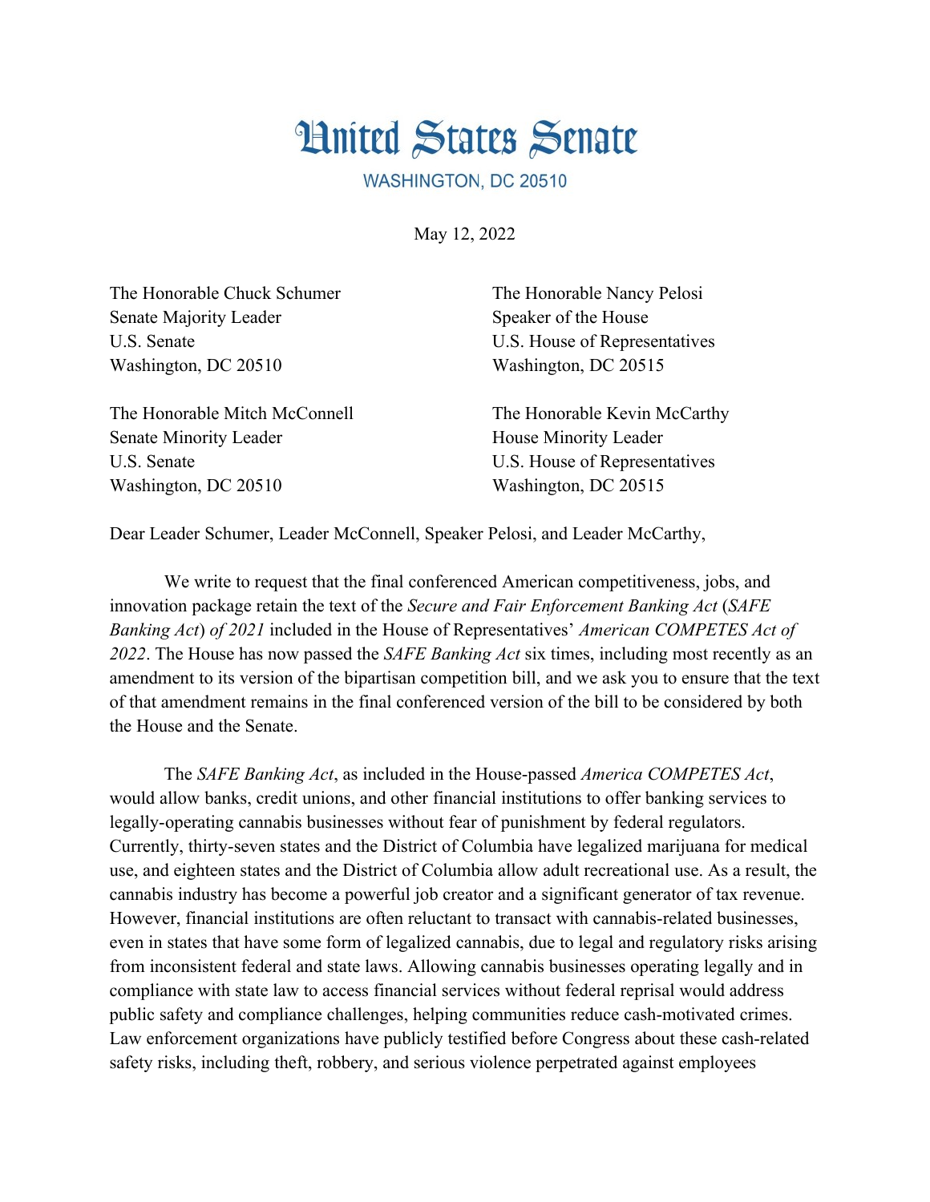# United States Senate

WASHINGTON, DC 20510

May 12, 2022

The Honorable Chuck Schumer
Senate Majority Leader
U.S. Senate
Washington, DC 20510

The Honorable Nancy Pelosi
Speaker of the House
U.S. House of Representatives
Washington, DC 20515

The Honorable Mitch McConnell
Senate Minority Leader
U.S. Senate
Washington, DC 20510

The Honorable Kevin McCarthy
House Minority Leader
U.S. House of Representatives
Washington, DC 20515

Dear Leader Schumer, Leader McConnell, Speaker Pelosi, and Leader McCarthy,

We write to request that the final conferenced American competitiveness, jobs, and innovation package retain the text of the *Secure and Fair Enforcement Banking Act* (*SAFE Banking Act*) *of 2021* included in the House of Representatives' *American COMPETES Act of 2022*. The House has now passed the *SAFE Banking Act* six times, including most recently as an amendment to its version of the bipartisan competition bill, and we ask you to ensure that the text of that amendment remains in the final conferenced version of the bill to be considered by both the House and the Senate.

The *SAFE Banking Act*, as included in the House-passed *America COMPETES Act*, would allow banks, credit unions, and other financial institutions to offer banking services to legally-operating cannabis businesses without fear of punishment by federal regulators. Currently, thirty-seven states and the District of Columbia have legalized marijuana for medical use, and eighteen states and the District of Columbia allow adult recreational use. As a result, the cannabis industry has become a powerful job creator and a significant generator of tax revenue. However, financial institutions are often reluctant to transact with cannabis-related businesses, even in states that have some form of legalized cannabis, due to legal and regulatory risks arising from inconsistent federal and state laws. Allowing cannabis businesses operating legally and in compliance with state law to access financial services without federal reprisal would address public safety and compliance challenges, helping communities reduce cash-motivated crimes. Law enforcement organizations have publicly testified before Congress about these cash-related safety risks, including theft, robbery, and serious violence perpetrated against employees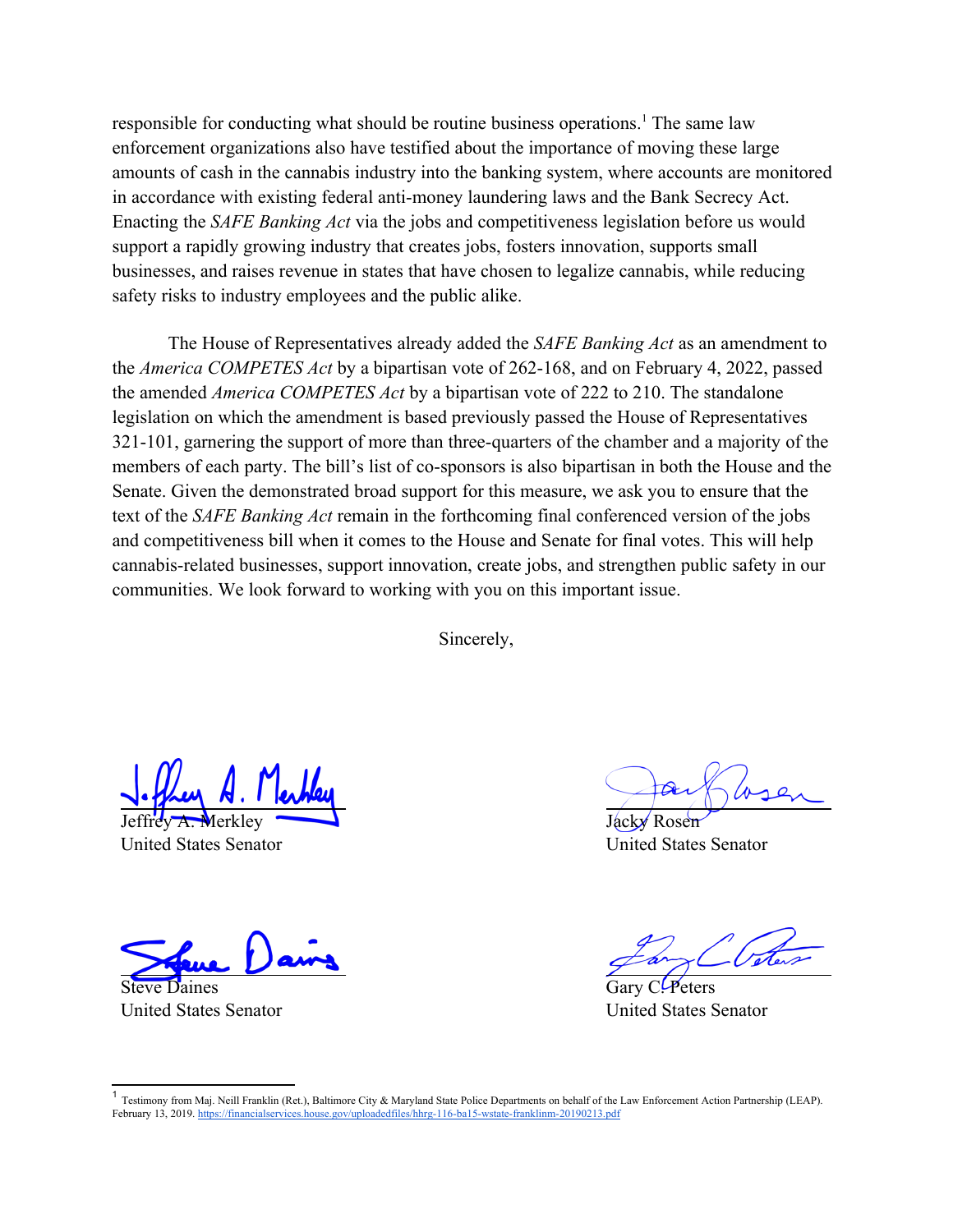responsible for conducting what should be routine business operations.[1] The same law enforcement organizations also have testified about the importance of moving these large amounts of cash in the cannabis industry into the banking system, where accounts are monitored in accordance with existing federal anti-money laundering laws and the Bank Secrecy Act. Enacting the *SAFE Banking Act* via the jobs and competitiveness legislation before us would support a rapidly growing industry that creates jobs, fosters innovation, supports small businesses, and raises revenue in states that have chosen to legalize cannabis, while reducing safety risks to industry employees and the public alike.

The House of Representatives already added the *SAFE Banking Act* as an amendment to the *America COMPETES Act* by a bipartisan vote of 262-168, and on February 4, 2022, passed the amended *America COMPETES Act* by a bipartisan vote of 222 to 210. The standalone legislation on which the amendment is based previously passed the House of Representatives 321-101, garnering the support of more than three-quarters of the chamber and a majority of the members of each party. The bill's list of co-sponsors is also bipartisan in both the House and the Senate. Given the demonstrated broad support for this measure, we ask you to ensure that the text of the *SAFE Banking Act* remain in the forthcoming final conferenced version of the jobs and competitiveness bill when it comes to the House and Senate for final votes. This will help cannabis-related businesses, support innovation, create jobs, and strengthen public safety in our communities. We look forward to working with you on this important issue.

Sincerely,

Jeffrey A. Merkley
United States Senator

Jacky Rosen
United States Senator

Steve Daines
United States Senator

Gary C. Peters
United States Senator

[1] Testimony from Maj. Neill Franklin (Ret.), Baltimore City & Maryland State Police Departments on behalf of the Law Enforcement Action Partnership (LEAP). February 13, 2019. https://financialservices.house.gov/uploadedfiles/hhrg-116-ba15-wstate-franklinm-20190213.pdf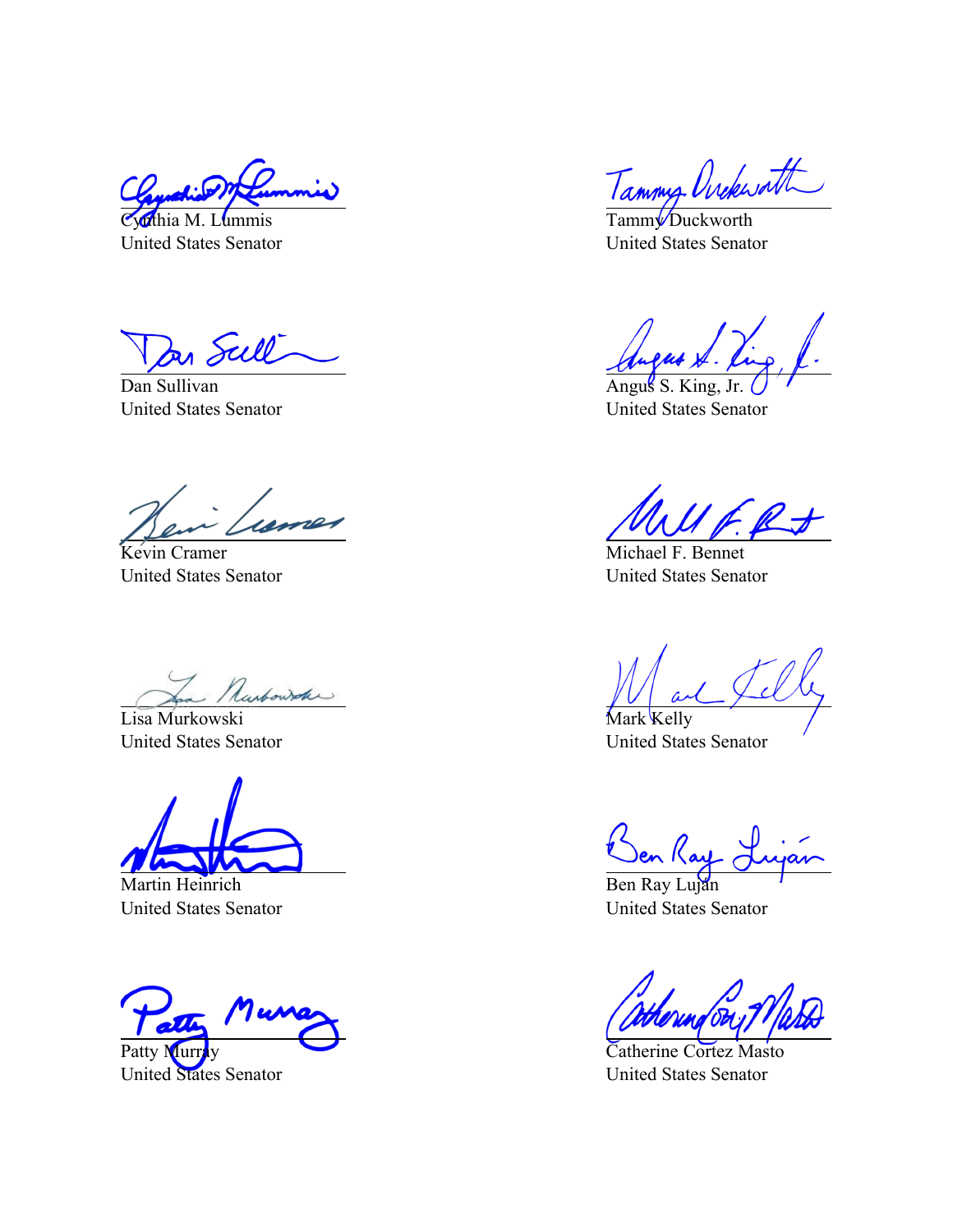Cynthia M. Lummis
United States Senator

Tammy Duckworth
United States Senator

Dan Sullivan
United States Senator

Angus S. King, Jr.
United States Senator

Kevin Cramer
United States Senator

Michael F. Bennet
United States Senator

Lisa Murkowski
United States Senator

Mark Kelly
United States Senator

Martin Heinrich
United States Senator

Ben Ray Luján
United States Senator

Patty Murray
United States Senator

Catherine Cortez Masto
United States Senator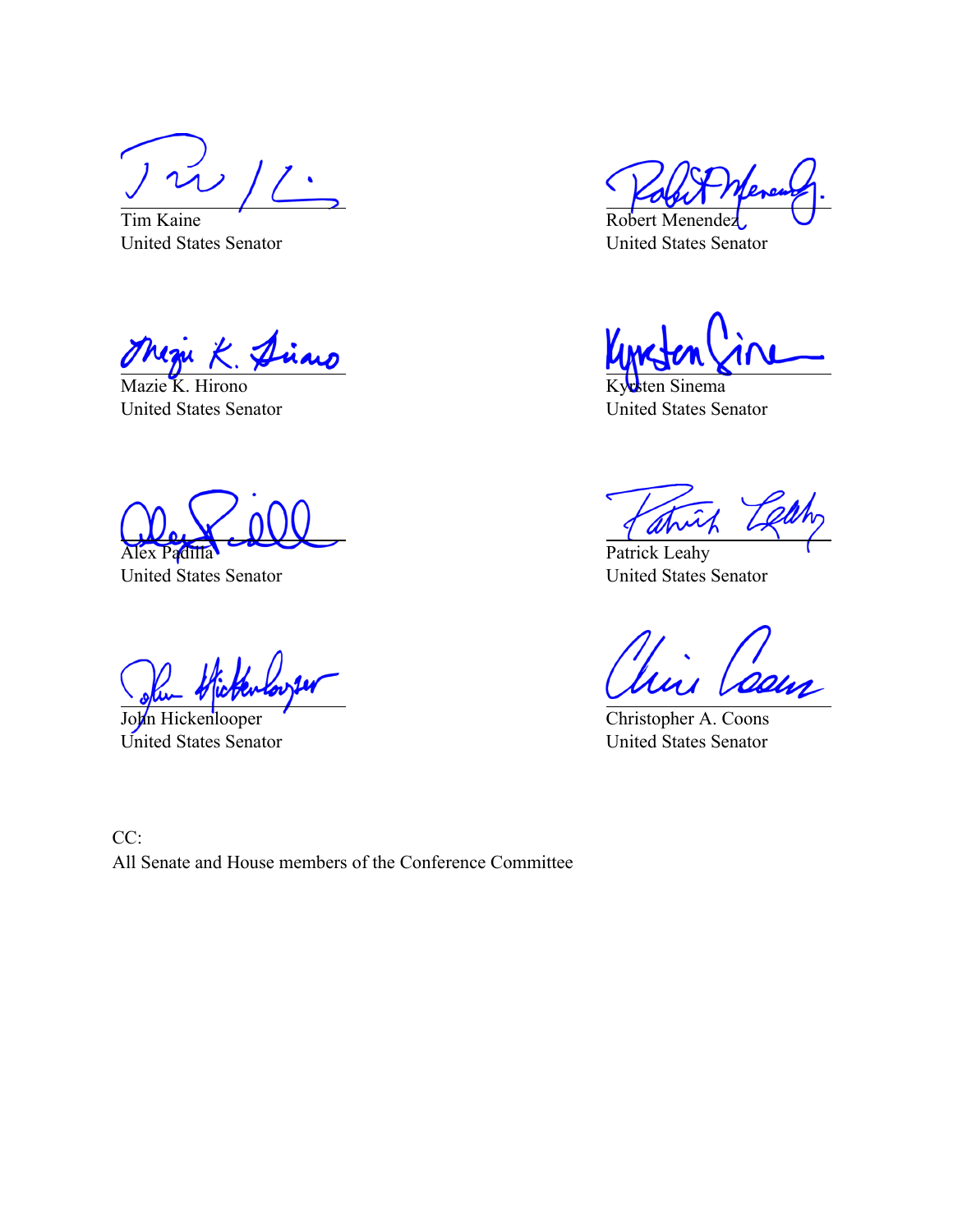Tim Kaine
United States Senator

Robert Menendez
United States Senator

Mazie K. Hirono
United States Senator

Kyrsten Sinema
United States Senator

Alex Padilla
United States Senator

Patrick Leahy
United States Senator

John Hickenlooper
United States Senator

Christopher A. Coons
United States Senator

CC:
All Senate and House members of the Conference Committee